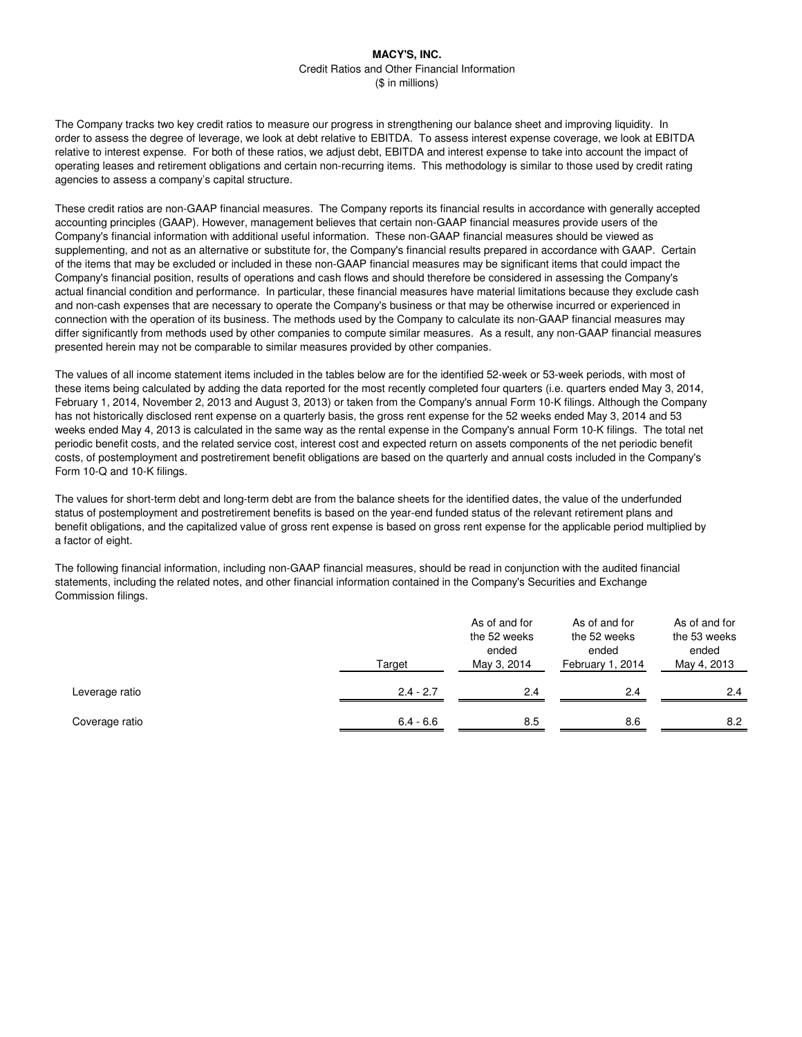**MACY'S, INC.**

Credit Ratios and Other Financial Information

($ in millions)

The Company tracks two key credit ratios to measure our progress in strengthening our balance sheet and improving liquidity. In order to assess the degree of leverage, we look at debt relative to EBITDA. To assess interest expense coverage, we look at EBITDA relative to interest expense. For both of these ratios, we adjust debt, EBITDA and interest expense to take into account the impact of operating leases and retirement obligations and certain non-recurring items. This methodology is similar to those used by credit rating agencies to assess a company's capital structure.

These credit ratios are non-GAAP financial measures. The Company reports its financial results in accordance with generally accepted accounting principles (GAAP). However, management believes that certain non-GAAP financial measures provide users of the Company's financial information with additional useful information. These non-GAAP financial measures should be viewed as supplementing, and not as an alternative or substitute for, the Company's financial results prepared in accordance with GAAP. Certain of the items that may be excluded or included in these non-GAAP financial measures may be significant items that could impact the Company's financial position, results of operations and cash flows and should therefore be considered in assessing the Company's actual financial condition and performance. In particular, these financial measures have material limitations because they exclude cash and non-cash expenses that are necessary to operate the Company's business or that may be otherwise incurred or experienced in connection with the operation of its business. The methods used by the Company to calculate its non-GAAP financial measures may differ significantly from methods used by other companies to compute similar measures. As a result, any non-GAAP financial measures presented herein may not be comparable to similar measures provided by other companies.

The values of all income statement items included in the tables below are for the identified 52-week or 53-week periods, with most of these items being calculated by adding the data reported for the most recently completed four quarters (i.e. quarters ended May 3, 2014, February 1, 2014, November 2, 2013 and August 3, 2013) or taken from the Company's annual Form 10-K filings. Although the Company has not historically disclosed rent expense on a quarterly basis, the gross rent expense for the 52 weeks ended May 3, 2014 and 53 weeks ended May 4, 2013 is calculated in the same way as the rental expense in the Company's annual Form 10-K filings. The total net periodic benefit costs, and the related service cost, interest cost and expected return on assets components of the net periodic benefit costs, of postemployment and postretirement benefit obligations are based on the quarterly and annual costs included in the Company's Form 10-Q and 10-K filings.

The values for short-term debt and long-term debt are from the balance sheets for the identified dates, the value of the underfunded status of postemployment and postretirement benefits is based on the year-end funded status of the relevant retirement plans and benefit obligations, and the capitalized value of gross rent expense is based on gross rent expense for the applicable period multiplied by a factor of eight.

The following financial information, including non-GAAP financial measures, should be read in conjunction with the audited financial statements, including the related notes, and other financial information contained in the Company's Securities and Exchange Commission filings.

| | Target | As of and for the 52 weeks ended May 3, 2014 | As of and for the 52 weeks ended February 1, 2014 | As of and for the 53 weeks ended May 4, 2013 |
|---|---|---|---|---|
| Leverage ratio | 2.4 - 2.7 | 2.4 | 2.4 | 2.4 |
| Coverage ratio | 6.4 - 6.6 | 8.5 | 8.6 | 8.2 |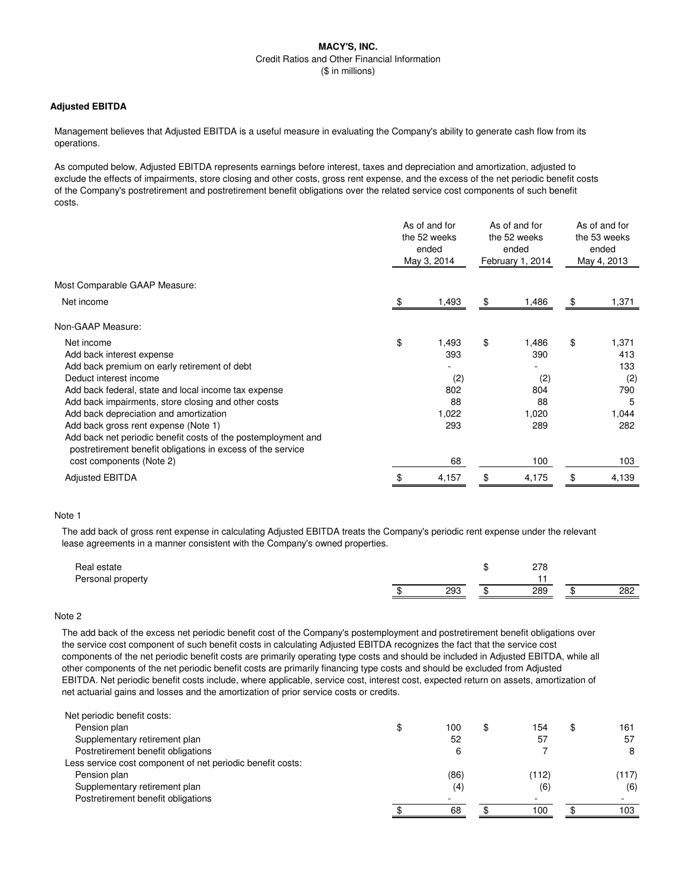**MACY'S, INC.**

Credit Ratios and Other Financial Information

($ in millions)

**Adjusted EBITDA**

Management believes that Adjusted EBITDA is a useful measure in evaluating the Company's ability to generate cash flow from its operations.

As computed below, Adjusted EBITDA represents earnings before interest, taxes and depreciation and amortization, adjusted to exclude the effects of impairments, store closing and other costs, gross rent expense, and the excess of the net periodic benefit costs of the Company's postretirement and postretirement benefit obligations over the related service cost components of such benefit costs.

| | As of and for the 52 weeks ended May 3, 2014 | As of and for the 52 weeks ended February 1, 2014 | As of and for the 53 weeks ended May 4, 2013 |
|---|---|---|---|
| Most Comparable GAAP Measure: | | | |
| Net income | $ 1,493 | $ 1,486 | $ 1,371 |
| Non-GAAP Measure: | | | |
| Net income | $ 1,493 | $ 1,486 | $ 1,371 |
| Add back interest expense | 393 | 390 | 413 |
| Add back premium on early retirement of debt | - | - | 133 |
| Deduct interest income | (2) | (2) | (2) |
| Add back federal, state and local income tax expense | 802 | 804 | 790 |
| Add back impairments, store closing and other costs | 88 | 88 | 5 |
| Add back depreciation and amortization | 1,022 | 1,020 | 1,044 |
| Add back gross rent expense (Note 1) | 293 | 289 | 282 |
| Add back net periodic benefit costs of the postemployment and postretirement benefit obligations in excess of the service cost components (Note 2) | 68 | 100 | 103 |
| Adjusted EBITDA | $ 4,157 | $ 4,175 | $ 4,139 |

Note 1

The add back of gross rent expense in calculating Adjusted EBITDA treats the Company's periodic rent expense under the relevant lease agreements in a manner consistent with the Company's owned properties.

| | | | |
|---|---|---|---|
| Real estate | | $ 278 | |
| Personal property | | 11 | |
| | $ 293 | $ 289 | $ 282 |

Note 2

The add back of the excess net periodic benefit cost of the Company's postemployment and postretirement benefit obligations over the service cost component of such benefit costs in calculating Adjusted EBITDA recognizes the fact that the service cost components of the net periodic benefit costs are primarily operating type costs and should be included in Adjusted EBITDA, while all other components of the net periodic benefit costs are primarily financing type costs and should be excluded from Adjusted EBITDA. Net periodic benefit costs include, where applicable, service cost, interest cost, expected return on assets, amortization of net actuarial gains and losses and the amortization of prior service costs or credits.

| | | | |
|---|---|---|---|
| Net periodic benefit costs: | | | |
| Pension plan | $ 100 | $ 154 | $ 161 |
| Supplementary retirement plan | 52 | 57 | 57 |
| Postretirement benefit obligations | 6 | 7 | 8 |
| Less service cost component of net periodic benefit costs: | | | |
| Pension plan | (86) | (112) | (117) |
| Supplementary retirement plan | (4) | (6) | (6) |
| Postretirement benefit obligations | - | - | - |
| | $ 68 | $ 100 | $ 103 |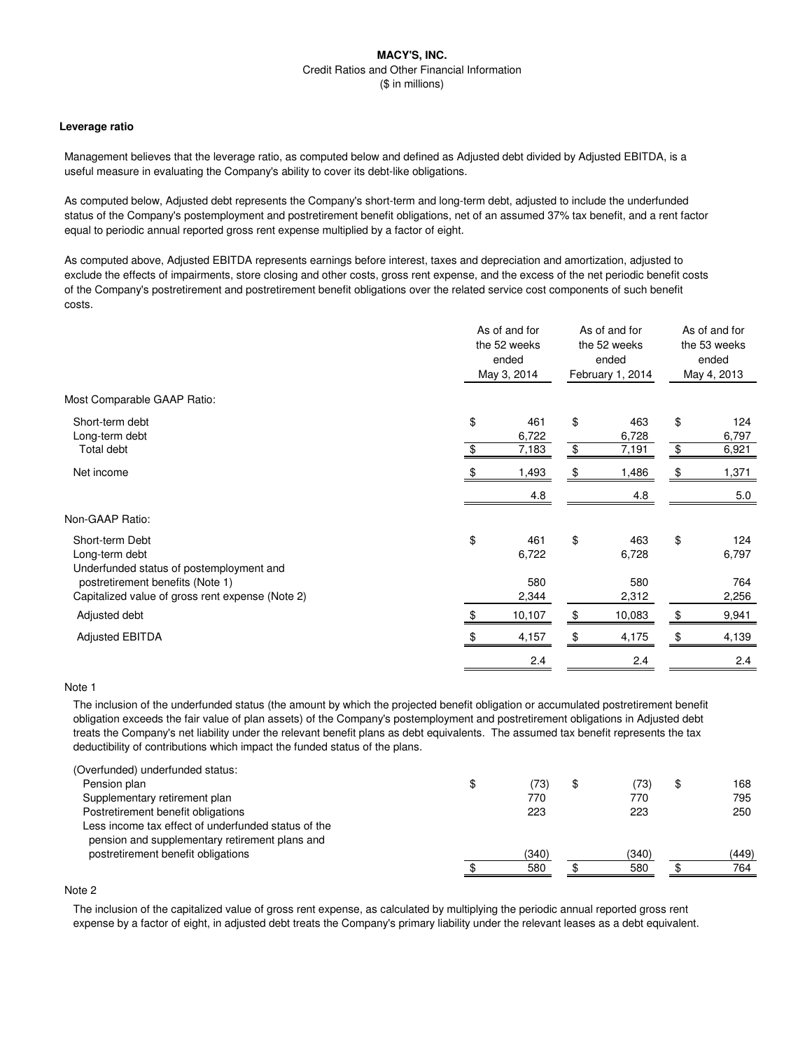# MACY'S, INC.

Credit Ratios and Other Financial Information
($ in millions)

**Leverage ratio**

Management believes that the leverage ratio, as computed below and defined as Adjusted debt divided by Adjusted EBITDA, is a useful measure in evaluating the Company's ability to cover its debt-like obligations.

As computed below, Adjusted debt represents the Company's short-term and long-term debt, adjusted to include the underfunded status of the Company's postemployment and postretirement benefit obligations, net of an assumed 37% tax benefit, and a rent factor equal to periodic annual reported gross rent expense multiplied by a factor of eight.

As computed above, Adjusted EBITDA represents earnings before interest, taxes and depreciation and amortization, adjusted to exclude the effects of impairments, store closing and other costs, gross rent expense, and the excess of the net periodic benefit costs of the Company's postretirement and postretirement benefit obligations over the related service cost components of such benefit costs.

| | As of and for the 52 weeks ended May 3, 2014 | As of and for the 52 weeks ended February 1, 2014 | As of and for the 53 weeks ended May 4, 2013 |
|---|---|---|---|
| Most Comparable GAAP Ratio: | | | |
| Short-term debt | $ 461 | $ 463 | $ 124 |
| Long-term debt | 6,722 | 6,728 | 6,797 |
| Total debt | $ 7,183 | $ 7,191 | $ 6,921 |
| Net income | $ 1,493 | $ 1,486 | $ 1,371 |
| | 4.8 | 4.8 | 5.0 |
| Non-GAAP Ratio: | | | |
| Short-term Debt | $ 461 | $ 463 | $ 124 |
| Long-term debt | 6,722 | 6,728 | 6,797 |
| Underfunded status of postemployment and postretirement benefits (Note 1) | 580 | 580 | 764 |
| Capitalized value of gross rent expense (Note 2) | 2,344 | 2,312 | 2,256 |
| Adjusted debt | $ 10,107 | $ 10,083 | $ 9,941 |
| Adjusted EBITDA | $ 4,157 | $ 4,175 | $ 4,139 |
| | 2.4 | 2.4 | 2.4 |

Note 1

The inclusion of the underfunded status (the amount by which the projected benefit obligation or accumulated postretirement benefit obligation exceeds the fair value of plan assets) of the Company's postemployment and postretirement obligations in Adjusted debt treats the Company's net liability under the relevant benefit plans as debt equivalents. The assumed tax benefit represents the tax deductibility of contributions which impact the funded status of the plans.

| | | | |
|---|---|---|---|
| (Overfunded) underfunded status: | | | |
| Pension plan | $ (73) | $ (73) | $ 168 |
| Supplementary retirement plan | 770 | 770 | 795 |
| Postretirement benefit obligations | 223 | 223 | 250 |
| Less income tax effect of underfunded status of the pension and supplementary retirement plans and postretirement benefit obligations | (340) | (340) | (449) |
| | $ 580 | $ 580 | $ 764 |

Note 2

The inclusion of the capitalized value of gross rent expense, as calculated by multiplying the periodic annual reported gross rent expense by a factor of eight, in adjusted debt treats the Company's primary liability under the relevant leases as a debt equivalent.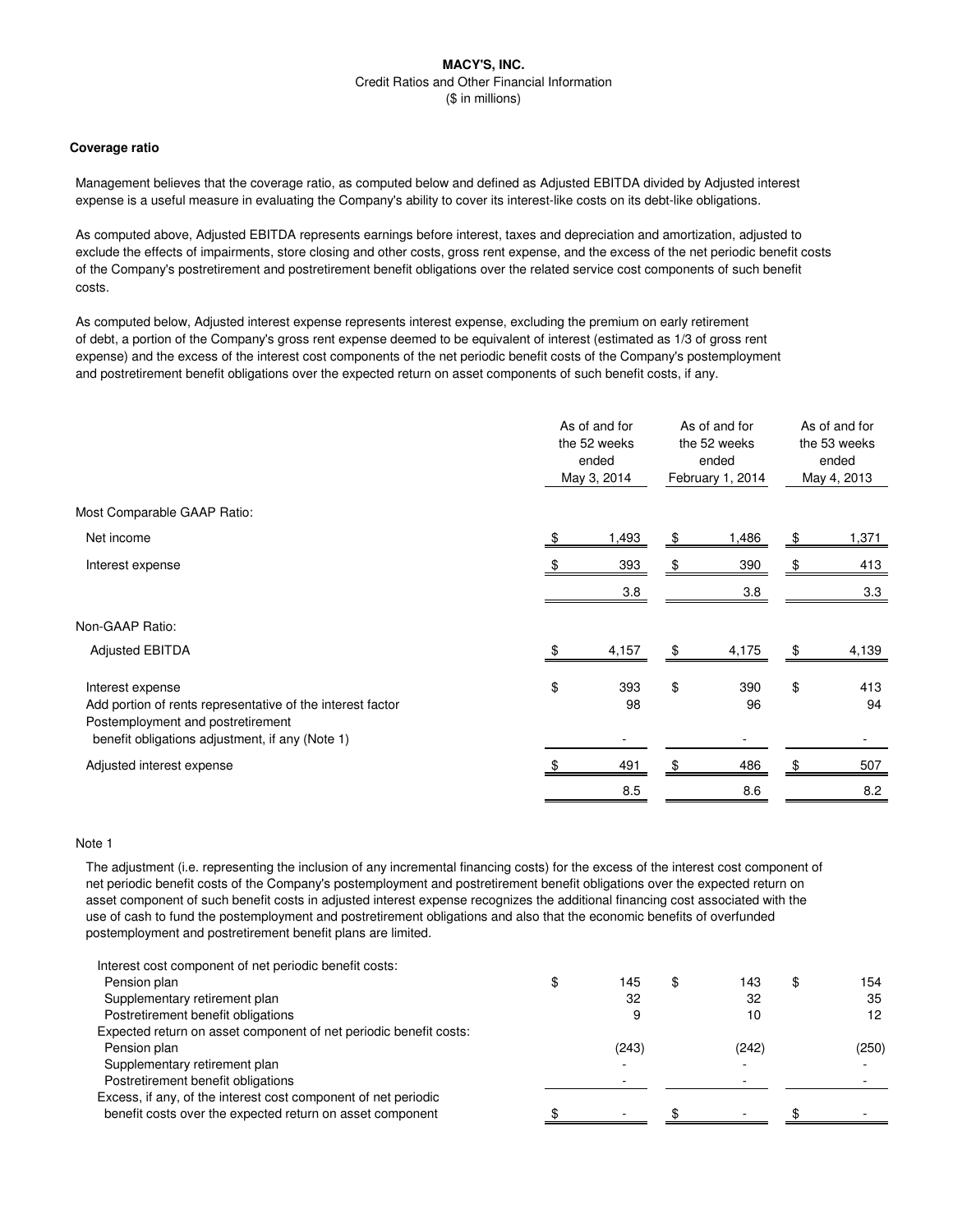**MACY'S, INC.**
Credit Ratios and Other Financial Information
($ in millions)

**Coverage ratio**

Management believes that the coverage ratio, as computed below and defined as Adjusted EBITDA divided by Adjusted interest expense is a useful measure in evaluating the Company's ability to cover its interest-like costs on its debt-like obligations.

As computed above, Adjusted EBITDA represents earnings before interest, taxes and depreciation and amortization, adjusted to exclude the effects of impairments, store closing and other costs, gross rent expense, and the excess of the net periodic benefit costs of the Company's postretirement and postretirement benefit obligations over the related service cost components of such benefit costs.

As computed below, Adjusted interest expense represents interest expense, excluding the premium on early retirement of debt, a portion of the Company's gross rent expense deemed to be equivalent of interest (estimated as 1/3 of gross rent expense) and the excess of the interest cost components of the net periodic benefit costs of the Company's postemployment and postretirement benefit obligations over the expected return on asset components of such benefit costs, if any.

| | As of and for the 52 weeks ended May 3, 2014 | As of and for the 52 weeks ended February 1, 2014 | As of and for the 53 weeks ended May 4, 2013 |
|---|---|---|---|
| Most Comparable GAAP Ratio: | | | |
| Net income | $ 1,493 | $ 1,486 | $ 1,371 |
| Interest expense | $ 393 | $ 390 | $ 413 |
| | 3.8 | 3.8 | 3.3 |
| Non-GAAP Ratio: | | | |
| Adjusted EBITDA | $ 4,157 | $ 4,175 | $ 4,139 |
| Interest expense | $ 393 | $ 390 | $ 413 |
| Add portion of rents representative of the interest factor | 98 | 96 | 94 |
| Postemployment and postretirement benefit obligations adjustment, if any (Note 1) | - | - | - |
| Adjusted interest expense | $ 491 | $ 486 | $ 507 |
| | 8.5 | 8.6 | 8.2 |

Note 1

The adjustment (i.e. representing the inclusion of any incremental financing costs) for the excess of the interest cost component of net periodic benefit costs of the Company's postemployment and postretirement benefit obligations over the expected return on asset component of such benefit costs in adjusted interest expense recognizes the additional financing cost associated with the use of cash to fund the postemployment and postretirement obligations and also that the economic benefits of overfunded postemployment and postretirement benefit plans are limited.

| | | | |
|---|---|---|---|
| Interest cost component of net periodic benefit costs: | | | |
| Pension plan | $ 145 | $ 143 | $ 154 |
| Supplementary retirement plan | 32 | 32 | 35 |
| Postretirement benefit obligations | 9 | 10 | 12 |
| Expected return on asset component of net periodic benefit costs: | | | |
| Pension plan | (243) | (242) | (250) |
| Supplementary retirement plan | - | - | - |
| Postretirement benefit obligations | - | - | - |
| Excess, if any, of the interest cost component of net periodic benefit costs over the expected return on asset component | $ - | $ - | $ - |